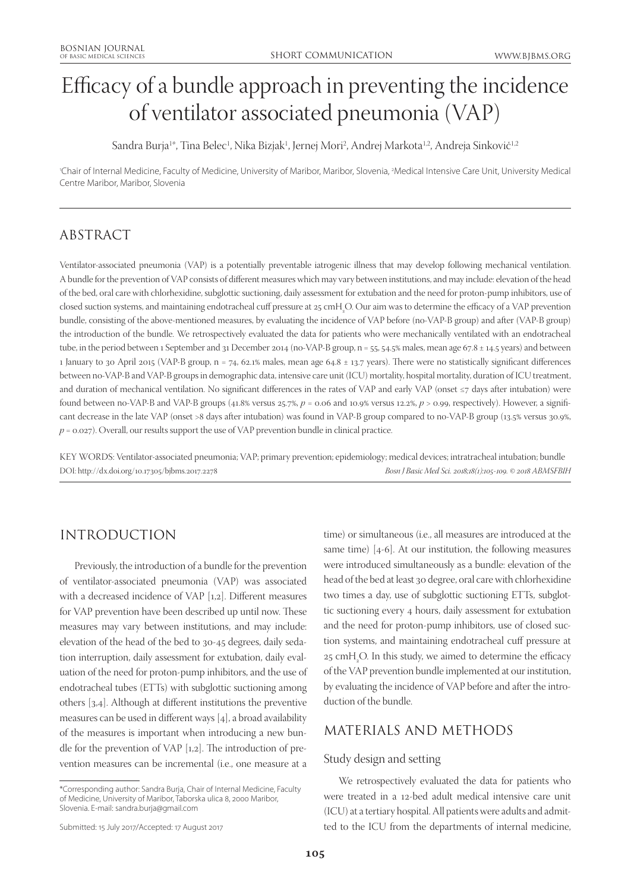# Efficacy of a bundle approach in preventing the incidence of ventilator associated pneumonia (VAP)

Sandra Burja[1*], Tina Belec[1], Nika Bizjak[1], Jernej Mori[2], Andrej Markota[1,2], Andreja Sinkovič[1,2]

[1]Chair of Internal Medicine, Faculty of Medicine, University of Maribor, Maribor, Slovenia, [2]Medical Intensive Care Unit, University Medical Centre Maribor, Maribor, Slovenia

## ABSTRACT

Ventilator-associated pneumonia (VAP) is a potentially preventable iatrogenic illness that may develop following mechanical ventilation. A bundle for the prevention of VAP consists of different measures which may vary between institutions, and may include: elevation of the head of the bed, oral care with chlorhexidine, subglottic suctioning, daily assessment for extubation and the need for proton-pump inhibitors, use of closed suction systems, and maintaining endotracheal cuff pressure at 25 $cmH_2O$. Our aim was to determine the efficacy of a VAP prevention bundle, consisting of the above-mentioned measures, by evaluating the incidence of VAP before (no-VAP-B group) and after (VAP-B group) the introduction of the bundle. We retrospectively evaluated the data for patients who were mechanically ventilated with an endotracheal tube, in the period between 1 September and 31 December 2014 (no-VAP-B group, n = 55, 54.5% males, mean age 67.8 ± 14.5 years) and between 1 January to 30 April 2015 (VAP-B group, n = 74, 62.1% males, mean age 64.8 ± 13.7 years). There were no statistically significant differences between no-VAP-B and VAP-B groups in demographic data, intensive care unit (ICU) mortality, hospital mortality, duration of ICU treatment, and duration of mechanical ventilation. No significant differences in the rates of VAP and early VAP (onset ≤7 days after intubation) were found between no-VAP-B and VAP-B groups (41.8% versus 25.7%, $p = 0.06$ and 10.9% versus 12.2%, $p > 0.99$, respectively). However, a significant decrease in the late VAP (onset >8 days after intubation) was found in VAP-B group compared to no-VAP-B group (13.5% versus 30.9%, $p = 0.027$). Overall, our results support the use of VAP prevention bundle in clinical practice.

KEY WORDS: Ventilator-associated pneumonia; VAP; primary prevention; epidemiology; medical devices; intratracheal intubation; bundle

DOI: http://dx.doi.org/10.17305/bjbms.2017.2278

## INTRODUCTION

Previously, the introduction of a bundle for the prevention of ventilator-associated pneumonia (VAP) was associated with a decreased incidence of VAP [1,2]. Different measures for VAP prevention have been described up until now. These measures may vary between institutions, and may include: elevation of the head of the bed to 30-45 degrees, daily sedation interruption, daily assessment for extubation, daily evaluation of the need for proton-pump inhibitors, and the use of endotracheal tubes (ETTs) with subglottic suctioning among others [3,4]. Although at different institutions the preventive measures can be used in different ways [4], a broad availability of the measures is important when introducing a new bundle for the prevention of VAP [1,2]. The introduction of prevention measures can be incremental (i.e., one measure at a time) or simultaneous (i.e., all measures are introduced at the same time) [4-6]. At our institution, the following measures were introduced simultaneously as a bundle: elevation of the head of the bed at least 30 degree, oral care with chlorhexidine two times a day, use of subglottic suctioning ETTs, subglottic suctioning every 4 hours, daily assessment for extubation and the need for proton-pump inhibitors, use of closed suction systems, and maintaining endotracheal cuff pressure at 25 $cmH_2O$. In this study, we aimed to determine the efficacy of the VAP prevention bundle implemented at our institution, by evaluating the incidence of VAP before and after the introduction of the bundle.

## MATERIALS AND METHODS

### Study design and setting

We retrospectively evaluated the data for patients who were treated in a 12-bed adult medical intensive care unit (ICU) at a tertiary hospital. All patients were adults and admitted to the ICU from the departments of internal medicine,

*Corresponding author: Sandra Burja, Chair of Internal Medicine, Faculty of Medicine, University of Maribor, Taborska ulica 8, 2000 Maribor, Slovenia. E-mail: sandra.burja@gmail.com

Submitted: 15 July 2017/Accepted: 17 August 2017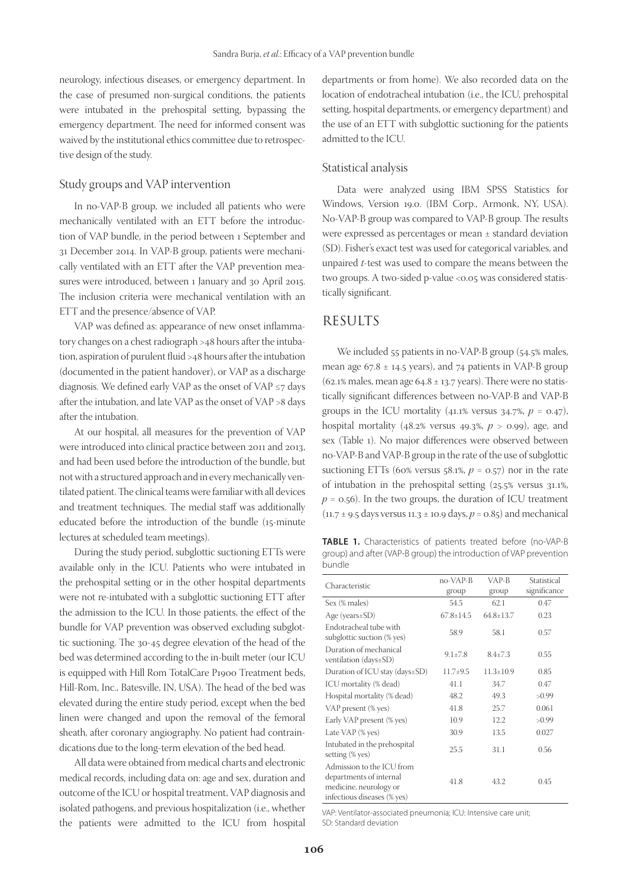neurology, infectious diseases, or emergency department. In the case of presumed non-surgical conditions, the patients were intubated in the prehospital setting, bypassing the emergency department. The need for informed consent was waived by the institutional ethics committee due to retrospective design of the study.

### Study groups and VAP intervention

In no-VAP-B group, we included all patients who were mechanically ventilated with an ETT before the introduction of VAP bundle, in the period between 1 September and 31 December 2014. In VAP-B group, patients were mechanically ventilated with an ETT after the VAP prevention measures were introduced, between 1 January and 30 April 2015. The inclusion criteria were mechanical ventilation with an ETT and the presence/absence of VAP.

VAP was defined as: appearance of new onset inflammatory changes on a chest radiograph >48 hours after the intubation, aspiration of purulent fluid >48 hours after the intubation (documented in the patient handover), or VAP as a discharge diagnosis. We defined early VAP as the onset of VAP ≤7 days after the intubation, and late VAP as the onset of VAP >8 days after the intubation.

At our hospital, all measures for the prevention of VAP were introduced into clinical practice between 2011 and 2013, and had been used before the introduction of the bundle, but not with a structured approach and in every mechanically ventilated patient. The clinical teams were familiar with all devices and treatment techniques. The medial staff was additionally educated before the introduction of the bundle (15-minute lectures at scheduled team meetings).

During the study period, subglottic suctioning ETTs were available only in the ICU. Patients who were intubated in the prehospital setting or in the other hospital departments were not re-intubated with a subglottic suctioning ETT after the admission to the ICU. In those patients, the effect of the bundle for VAP prevention was observed excluding subglottic suctioning. The 30-45 degree elevation of the head of the bed was determined according to the in-built meter (our ICU is equipped with Hill Rom TotalCare P1900 Treatment beds, Hill-Rom, Inc., Batesville, IN, USA). The head of the bed was elevated during the entire study period, except when the bed linen were changed and upon the removal of the femoral sheath, after coronary angiography. No patient had contraindications due to the long-term elevation of the bed head.

All data were obtained from medical charts and electronic medical records, including data on: age and sex, duration and outcome of the ICU or hospital treatment, VAP diagnosis and isolated pathogens, and previous hospitalization (i.e., whether the patients were admitted to the ICU from hospital departments or from home). We also recorded data on the location of endotracheal intubation (i.e., the ICU, prehospital setting, hospital departments, or emergency department) and the use of an ETT with subglottic suctioning for the patients admitted to the ICU.

### Statistical analysis

Data were analyzed using IBM SPSS Statistics for Windows, Version 19.0. (IBM Corp., Armonk, NY, USA). No-VAP-B group was compared to VAP-B group. The results were expressed as percentages or mean ± standard deviation (SD). Fisher's exact test was used for categorical variables, and unpaired *t*-test was used to compare the means between the two groups. A two-sided p-value <0.05 was considered statistically significant.

## RESULTS

We included 55 patients in no-VAP-B group (54.5% males, mean age 67.8 ± 14.5 years), and 74 patients in VAP-B group (62.1% males, mean age 64.8 ± 13.7 years). There were no statistically significant differences between no-VAP-B and VAP-B groups in the ICU mortality (41.1% versus 34.7%, $p = 0.47$), hospital mortality (48.2% versus 49.3%, $p > 0.99$), age, and sex (Table 1). No major differences were observed between no-VAP-B and VAP-B group in the rate of the use of subglottic suctioning ETTs (60% versus 58.1%, $p = 0.57$) nor in the rate of intubation in the prehospital setting (25.5% versus 31.1%, $p = 0.56$). In the two groups, the duration of ICU treatment (11.7 ± 9.5 days versus 11.3 ± 10.9 days, $p = 0.85$) and mechanical

**TABLE 1.** Characteristics of patients treated before (no-VAP-B group) and after (VAP-B group) the introduction of VAP prevention bundle

| Characteristic | no-VAP-B group | VAP-B group | Statistical significance |
|---|---|---|---|
| Sex (% males) | 54.5 | 62.1 | 0.47 |
| Age (years±SD) | 67.8±14.5 | 64.8±13.7 | 0.23 |
| Endotracheal tube with subglottic suction (% yes) | 58.9 | 58.1 | 0.57 |
| Duration of mechanical ventilation (days±SD) | 9.1±7.8 | 8.4±7.3 | 0.55 |
| Duration of ICU stay (days±SD) | 11.7±9.5 | 11.3±10.9 | 0.85 |
| ICU mortality (% dead) | 41.1 | 34.7 | 0.47 |
| Hospital mortality (% dead) | 48.2 | 49.3 | >0.99 |
| VAP present (% yes) | 41.8 | 25.7 | 0.061 |
| Early VAP present (% yes) | 10.9 | 12.2 | >0.99 |
| Late VAP (% yes) | 30.9 | 13.5 | 0.027 |
| Intubated in the prehospital setting (% yes) | 25.5 | 31.1 | 0.56 |
| Admission to the ICU from departments of internal medicine, neurology or infectious diseases (% yes) | 41.8 | 43.2 | 0.45 |

VAP: Ventilator-associated pneumonia; ICU: Intensive care unit; SD: Standard deviation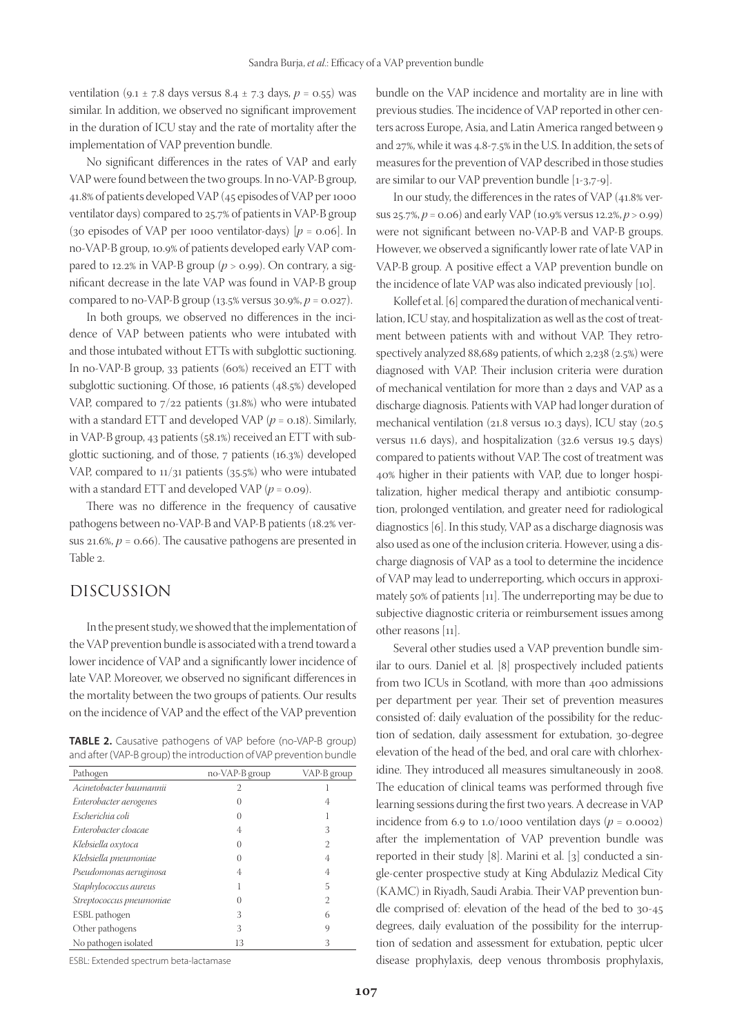ventilation (9.1 ± 7.8 days versus 8.4 ± 7.3 days, $p = 0.55$) was similar. In addition, we observed no significant improvement in the duration of ICU stay and the rate of mortality after the implementation of VAP prevention bundle.

No significant differences in the rates of VAP and early VAP were found between the two groups. In no-VAP-B group, 41.8% of patients developed VAP (45 episodes of VAP per 1000 ventilator days) compared to 25.7% of patients in VAP-B group (30 episodes of VAP per 1000 ventilator-days) [$p = 0.06$]. In no-VAP-B group, 10.9% of patients developed early VAP compared to 12.2% in VAP-B group ($p > 0.99$). On contrary, a significant decrease in the late VAP was found in VAP-B group compared to no-VAP-B group (13.5% versus 30.9%, $p = 0.027$).

In both groups, we observed no differences in the incidence of VAP between patients who were intubated with and those intubated without ETTs with subglottic suctioning. In no-VAP-B group, 33 patients (60%) received an ETT with subglottic suctioning. Of those, 16 patients (48.5%) developed VAP, compared to 7/22 patients (31.8%) who were intubated with a standard ETT and developed VAP ($p = 0.18$). Similarly, in VAP-B group, 43 patients (58.1%) received an ETT with subglottic suctioning, and of those, 7 patients (16.3%) developed VAP, compared to 11/31 patients (35.5%) who were intubated with a standard ETT and developed VAP ($p = 0.09$).

There was no difference in the frequency of causative pathogens between no-VAP-B and VAP-B patients (18.2% versus 21.6%, $p = 0.66$). The causative pathogens are presented in Table 2.

**TABLE 2.** Causative pathogens of VAP before (no-VAP-B group) and after (VAP-B group) the introduction of VAP prevention bundle

| Pathogen | no-VAP-B group | VAP-B group |
|---|---|---|
| *Acinetobacter baumannii* | 2 | 1 |
| *Enterobacter aerogenes* | 0 | 4 |
| *Escherichia coli* | 0 | 1 |
| *Enterobacter cloacae* | 4 | 3 |
| *Klebsiella oxytoca* | 0 | 2 |
| *Klebsiella pneumoniae* | 0 | 4 |
| *Pseudomonas aeruginosa* | 4 | 4 |
| *Staphylococcus aureus* | 1 | 5 |
| *Streptococcus pneumoniae* | 0 | 2 |
| ESBL pathogen | 3 | 6 |
| Other pathogens | 3 | 9 |
| No pathogen isolated | 13 | 3 |

ESBL: Extended spectrum beta-lactamase

## DISCUSSION

In the present study, we showed that the implementation of the VAP prevention bundle is associated with a trend toward a lower incidence of VAP and a significantly lower incidence of late VAP. Moreover, we observed no significant differences in the mortality between the two groups of patients. Our results on the incidence of VAP and the effect of the VAP prevention bundle on the VAP incidence and mortality are in line with previous studies. The incidence of VAP reported in other centers across Europe, Asia, and Latin America ranged between 9 and 27%, while it was 4.8-7.5% in the U.S. In addition, the sets of measures for the prevention of VAP described in those studies are similar to our VAP prevention bundle [1-3,7-9].

In our study, the differences in the rates of VAP (41.8% versus 25.7%, $p = 0.06$) and early VAP (10.9% versus 12.2%, $p > 0.99$) were not significant between no-VAP-B and VAP-B groups. However, we observed a significantly lower rate of late VAP in VAP-B group. A positive effect a VAP prevention bundle on the incidence of late VAP was also indicated previously [10].

Kollef et al. [6] compared the duration of mechanical ventilation, ICU stay, and hospitalization as well as the cost of treatment between patients with and without VAP. They retrospectively analyzed 88,689 patients, of which 2,238 (2.5%) were diagnosed with VAP. Their inclusion criteria were duration of mechanical ventilation for more than 2 days and VAP as a discharge diagnosis. Patients with VAP had longer duration of mechanical ventilation (21.8 versus 10.3 days), ICU stay (20.5 versus 11.6 days), and hospitalization (32.6 versus 19.5 days) compared to patients without VAP. The cost of treatment was 40% higher in their patients with VAP, due to longer hospitalization, higher medical therapy and antibiotic consumption, prolonged ventilation, and greater need for radiological diagnostics [6]. In this study, VAP as a discharge diagnosis was also used as one of the inclusion criteria. However, using a discharge diagnosis of VAP as a tool to determine the incidence of VAP may lead to underreporting, which occurs in approximately 50% of patients [11]. The underreporting may be due to subjective diagnostic criteria or reimbursement issues among other reasons [11].

Several other studies used a VAP prevention bundle similar to ours. Daniel et al. [8] prospectively included patients from two ICUs in Scotland, with more than 400 admissions per department per year. Their set of prevention measures consisted of: daily evaluation of the possibility for the reduction of sedation, daily assessment for extubation, 30-degree elevation of the head of the bed, and oral care with chlorhexidine. They introduced all measures simultaneously in 2008. The education of clinical teams was performed through five learning sessions during the first two years. A decrease in VAP incidence from 6.9 to 1.0/1000 ventilation days ($p = 0.0002$) after the implementation of VAP prevention bundle was reported in their study [8]. Marini et al. [3] conducted a single-center prospective study at King Abdulaziz Medical City (KAMC) in Riyadh, Saudi Arabia. Their VAP prevention bundle comprised of: elevation of the head of the bed to 30-45 degrees, daily evaluation of the possibility for the interruption of sedation and assessment for extubation, peptic ulcer disease prophylaxis, deep venous thrombosis prophylaxis,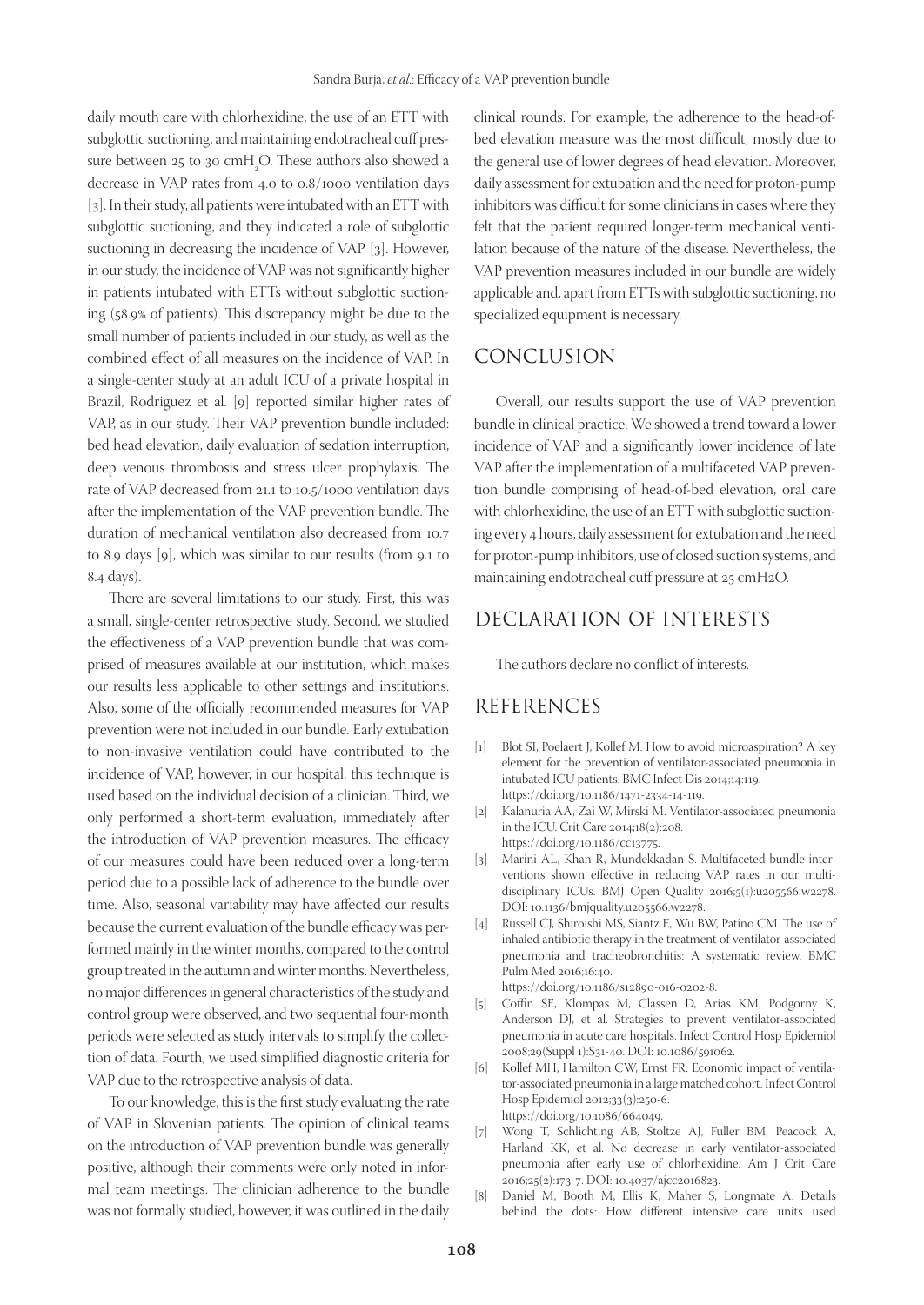daily mouth care with chlorhexidine, the use of an ETT with subglottic suctioning, and maintaining endotracheal cuff pressure between 25 to 30 cm$H_2O$. These authors also showed a decrease in VAP rates from 4.0 to 0.8/1000 ventilation days [3]. In their study, all patients were intubated with an ETT with subglottic suctioning, and they indicated a role of subglottic suctioning in decreasing the incidence of VAP [3]. However, in our study, the incidence of VAP was not significantly higher in patients intubated with ETTs without subglottic suctioning (58.9% of patients). This discrepancy might be due to the small number of patients included in our study, as well as the combined effect of all measures on the incidence of VAP. In a single-center study at an adult ICU of a private hospital in Brazil, Rodriguez et al. [9] reported similar higher rates of VAP, as in our study. Their VAP prevention bundle included: bed head elevation, daily evaluation of sedation interruption, deep venous thrombosis and stress ulcer prophylaxis. The rate of VAP decreased from 21.1 to 10.5/1000 ventilation days after the implementation of the VAP prevention bundle. The duration of mechanical ventilation also decreased from 10.7 to 8.9 days [9], which was similar to our results (from 9.1 to 8.4 days).

There are several limitations to our study. First, this was a small, single-center retrospective study. Second, we studied the effectiveness of a VAP prevention bundle that was comprised of measures available at our institution, which makes our results less applicable to other settings and institutions. Also, some of the officially recommended measures for VAP prevention were not included in our bundle. Early extubation to non-invasive ventilation could have contributed to the incidence of VAP, however, in our hospital, this technique is used based on the individual decision of a clinician. Third, we only performed a short-term evaluation, immediately after the introduction of VAP prevention measures. The efficacy of our measures could have been reduced over a long-term period due to a possible lack of adherence to the bundle over time. Also, seasonal variability may have affected our results because the current evaluation of the bundle efficacy was performed mainly in the winter months, compared to the control group treated in the autumn and winter months. Nevertheless, no major differences in general characteristics of the study and control group were observed, and two sequential four-month periods were selected as study intervals to simplify the collection of data. Fourth, we used simplified diagnostic criteria for VAP due to the retrospective analysis of data.

To our knowledge, this is the first study evaluating the rate of VAP in Slovenian patients. The opinion of clinical teams on the introduction of VAP prevention bundle was generally positive, although their comments were only noted in informal team meetings. The clinician adherence to the bundle was not formally studied, however, it was outlined in the daily clinical rounds. For example, the adherence to the head-of-bed elevation measure was the most difficult, mostly due to the general use of lower degrees of head elevation. Moreover, daily assessment for extubation and the need for proton-pump inhibitors was difficult for some clinicians in cases where they felt that the patient required longer-term mechanical ventilation because of the nature of the disease. Nevertheless, the VAP prevention measures included in our bundle are widely applicable and, apart from ETTs with subglottic suctioning, no specialized equipment is necessary.

## CONCLUSION

Overall, our results support the use of VAP prevention bundle in clinical practice. We showed a trend toward a lower incidence of VAP and a significantly lower incidence of late VAP after the implementation of a multifaceted VAP prevention bundle comprising of head-of-bed elevation, oral care with chlorhexidine, the use of an ETT with subglottic suctioning every 4 hours, daily assessment for extubation and the need for proton-pump inhibitors, use of closed suction systems, and maintaining endotracheal cuff pressure at 25 cmH2O.

## DECLARATION OF INTERESTS

The authors declare no conflict of interests.

## REFERENCES

[1] Blot SI, Poelaert J, Kollef M. How to avoid microaspiration? A key element for the prevention of ventilator-associated pneumonia in intubated ICU patients. BMC Infect Dis 2014;14:119. https://doi.org/10.1186/1471-2334-14-119.

[2] Kalanuria AA, Zai W, Mirski M. Ventilator-associated pneumonia in the ICU. Crit Care 2014;18(2):208. https://doi.org/10.1186/cc13775.

[3] Marini AL, Khan R, Mundekkadan S. Multifaceted bundle interventions shown effective in reducing VAP rates in our multidisciplinary ICUs. BMJ Open Quality 2016;5(1):u205566.w2278. DOI: 10.1136/bmjquality.u205566.w2278.

[4] Russell CJ, Shiroishi MS, Siantz E, Wu BW, Patino CM. The use of inhaled antibiotic therapy in the treatment of ventilator-associated pneumonia and tracheobronchitis: A systematic review. BMC Pulm Med 2016;16:40. https://doi.org/10.1186/s12890-016-0202-8.

[5] Coffin SE, Klompas M, Classen D, Arias KM, Podgorny K, Anderson DJ, et al. Strategies to prevent ventilator-associated pneumonia in acute care hospitals. Infect Control Hosp Epidemiol 2008;29(Suppl 1):S31-40. DOI: 10.1086/591062.

[6] Kollef MH, Hamilton CW, Ernst FR. Economic impact of ventilator-associated pneumonia in a large matched cohort. Infect Control Hosp Epidemiol 2012;33(3):250-6. https://doi.org/10.1086/664049.

[7] Wong T, Schlichting AB, Stoltze AJ, Fuller BM, Peacock A, Harland KK, et al. No decrease in early ventilator-associated pneumonia after early use of chlorhexidine. Am J Crit Care 2016;25(2):173-7. DOI: 10.4037/ajcc2016823.

[8] Daniel M, Booth M, Ellis K, Maher S, Longmate A. Details behind the dots: How different intensive care units used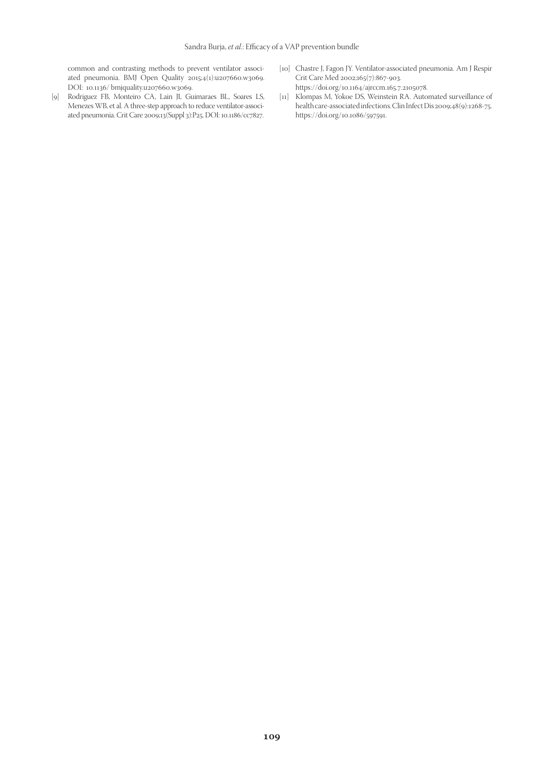common and contrasting methods to prevent ventilator associated pneumonia. BMJ Open Quality 2015;4(1):u207660.w3069. DOI: 10.1136/ bmjquality.u207660.w3069.

[9] Rodriguez FB, Monteiro CA, Lain JI, Guimaraes BL, Soares LS, Menezes WB, et al. A three-step approach to reduce ventilator-associated pneumonia. Crit Care 2009;13(Suppl 3):P25. DOI: 10.1186/cc7827.

[10] Chastre J, Fagon JY. Ventilator-associated pneumonia. Am J Respir Crit Care Med 2002;165(7):867-903. https://doi.org/10.1164/ajrccm.165.7.2105078.

[11] Klompas M, Yokoe DS, Weinstein RA. Automated surveillance of health care-associated infections. Clin Infect Dis 2009;48(9):1268-75. https://doi.org/10.1086/597591.